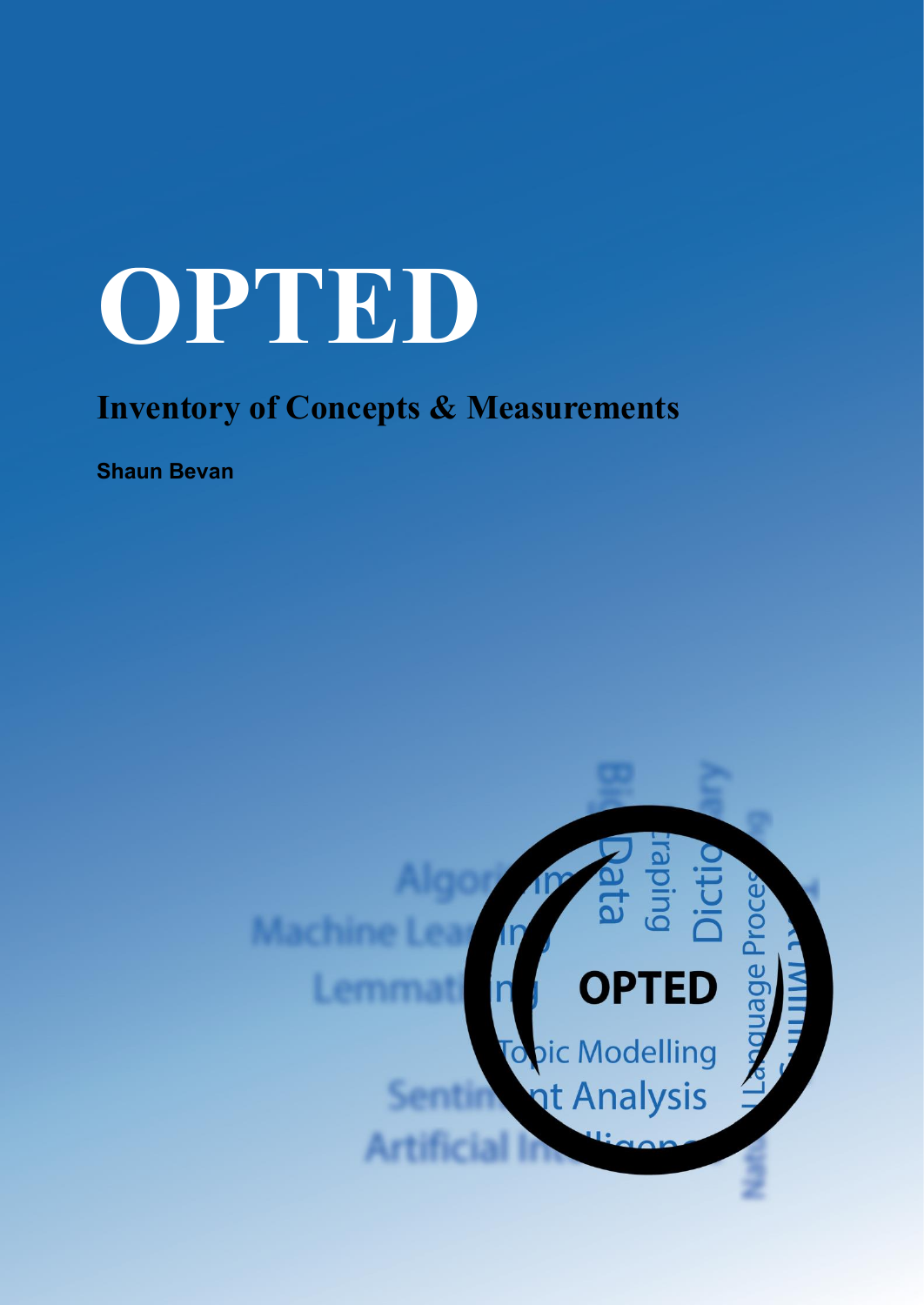# OPTED

## Inventory of Concepts & Measurements

**Shaun Bevan**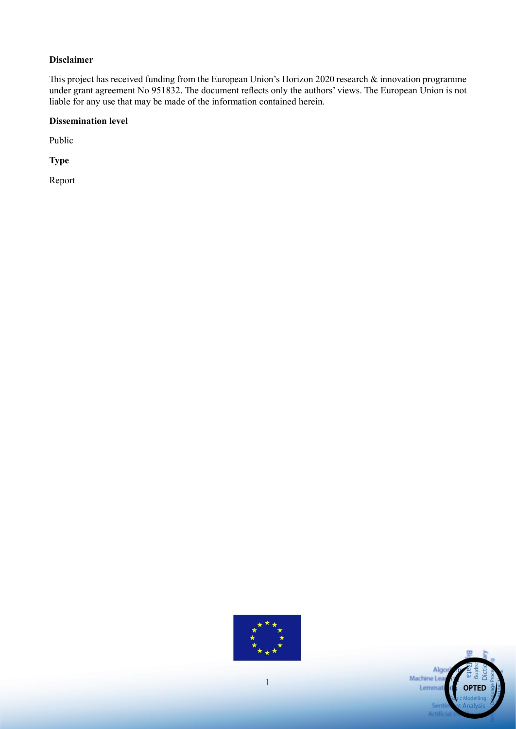**Disclaimer**

This project has received funding from the European Union's Horizon 2020 research & innovation programme under grant agreement No 951832. The document reflects only the authors' views. The European Union is not liable for any use that may be made of the information contained herein.

**Dissemination level**

Public

**Type**

Report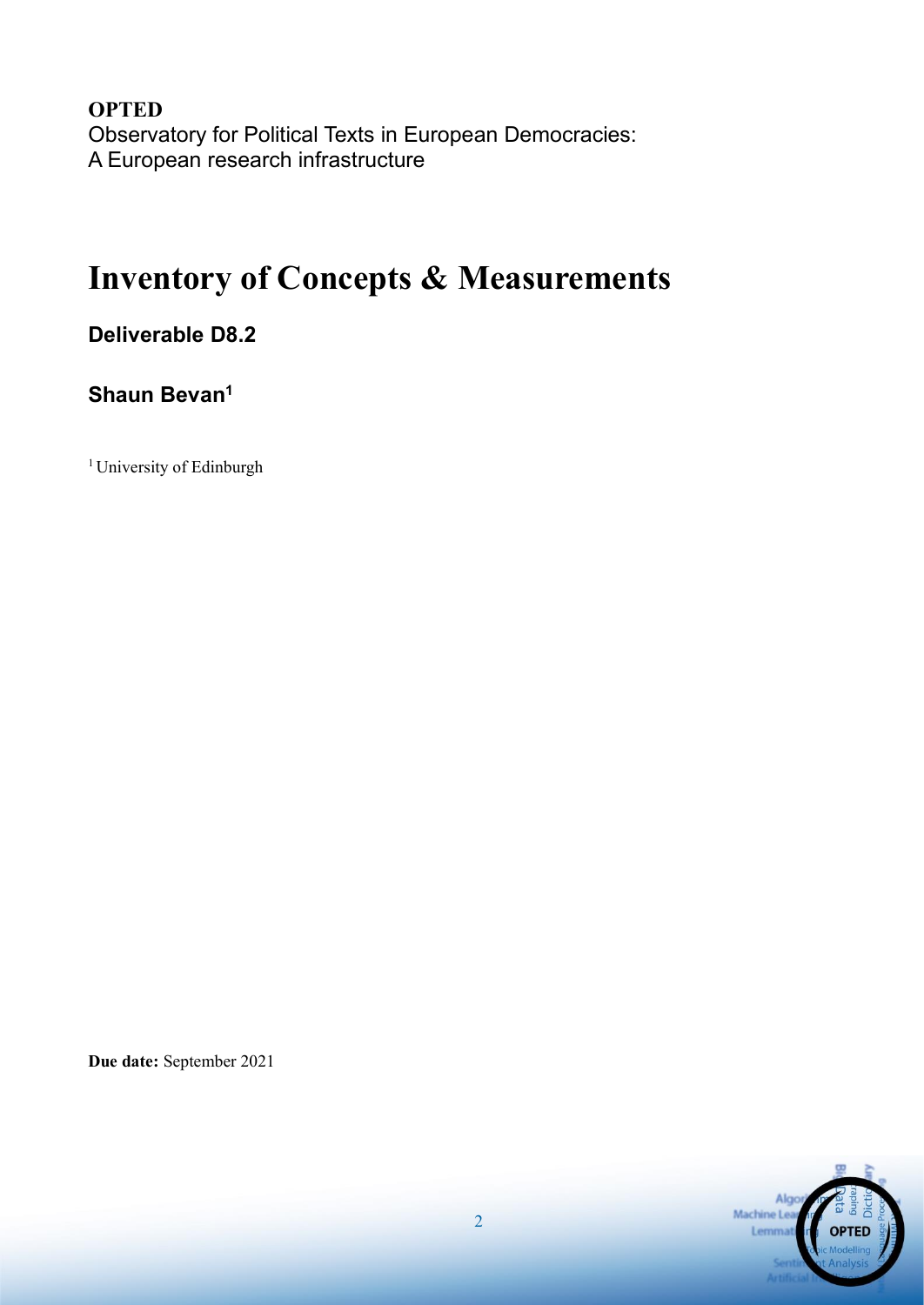**OPTED**
Observatory for Political Texts in European Democracies:
A European research infrastructure

# Inventory of Concepts & Measurements

### Deliverable D8.2

### Shaun Bevan[1]

[1] University of Edinburgh

**Due date:** September 2021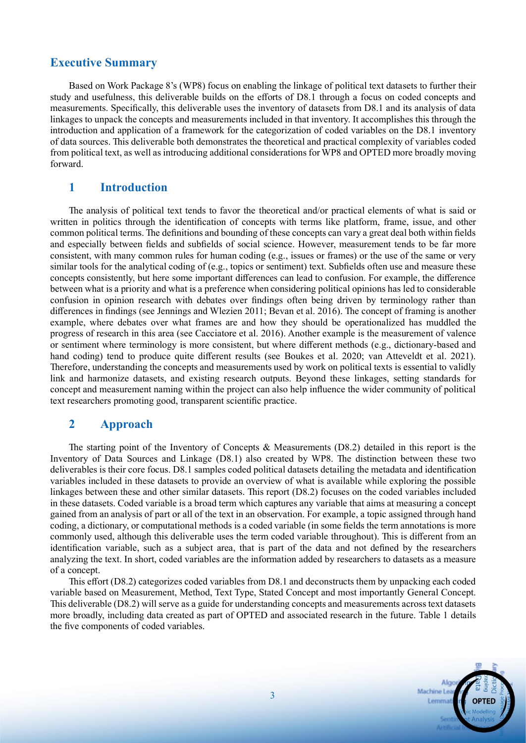## Executive Summary

Based on Work Package 8's (WP8) focus on enabling the linkage of political text datasets to further their study and usefulness, this deliverable builds on the efforts of D8.1 through a focus on coded concepts and measurements. Specifically, this deliverable uses the inventory of datasets from D8.1 and its analysis of data linkages to unpack the concepts and measurements included in that inventory. It accomplishes this through the introduction and application of a framework for the categorization of coded variables on the D8.1 inventory of data sources. This deliverable both demonstrates the theoretical and practical complexity of variables coded from political text, as well as introducing additional considerations for WP8 and OPTED more broadly moving forward.

## 1 Introduction

The analysis of political text tends to favor the theoretical and/or practical elements of what is said or written in politics through the identification of concepts with terms like platform, frame, issue, and other common political terms. The definitions and bounding of these concepts can vary a great deal both within fields and especially between fields and subfields of social science. However, measurement tends to be far more consistent, with many common rules for human coding (e.g., issues or frames) or the use of the same or very similar tools for the analytical coding of (e.g., topics or sentiment) text. Subfields often use and measure these concepts consistently, but here some important differences can lead to confusion. For example, the difference between what is a priority and what is a preference when considering political opinions has led to considerable confusion in opinion research with debates over findings often being driven by terminology rather than differences in findings (see Jennings and Wlezien 2011; Bevan et al. 2016). The concept of framing is another example, where debates over what frames are and how they should be operationalized has muddled the progress of research in this area (see Cacciatore et al. 2016). Another example is the measurement of valence or sentiment where terminology is more consistent, but where different methods (e.g., dictionary-based and hand coding) tend to produce quite different results (see Boukes et al. 2020; van Atteveldt et al. 2021). Therefore, understanding the concepts and measurements used by work on political texts is essential to validly link and harmonize datasets, and existing research outputs. Beyond these linkages, setting standards for concept and measurement naming within the project can also help influence the wider community of political text researchers promoting good, transparent scientific practice.

## 2 Approach

The starting point of the Inventory of Concepts & Measurements (D8.2) detailed in this report is the Inventory of Data Sources and Linkage (D8.1) also created by WP8. The distinction between these two deliverables is their core focus. D8.1 samples coded political datasets detailing the metadata and identification variables included in these datasets to provide an overview of what is available while exploring the possible linkages between these and other similar datasets. This report (D8.2) focuses on the coded variables included in these datasets. Coded variable is a broad term which captures any variable that aims at measuring a concept gained from an analysis of part or all of the text in an observation. For example, a topic assigned through hand coding, a dictionary, or computational methods is a coded variable (in some fields the term annotations is more commonly used, although this deliverable uses the term coded variable throughout). This is different from an identification variable, such as a subject area, that is part of the data and not defined by the researchers analyzing the text. In short, coded variables are the information added by researchers to datasets as a measure of a concept.

This effort (D8.2) categorizes coded variables from D8.1 and deconstructs them by unpacking each coded variable based on Measurement, Method, Text Type, Stated Concept and most importantly General Concept. This deliverable (D8.2) will serve as a guide for understanding concepts and measurements across text datasets more broadly, including data created as part of OPTED and associated research in the future. Table 1 details the five components of coded variables.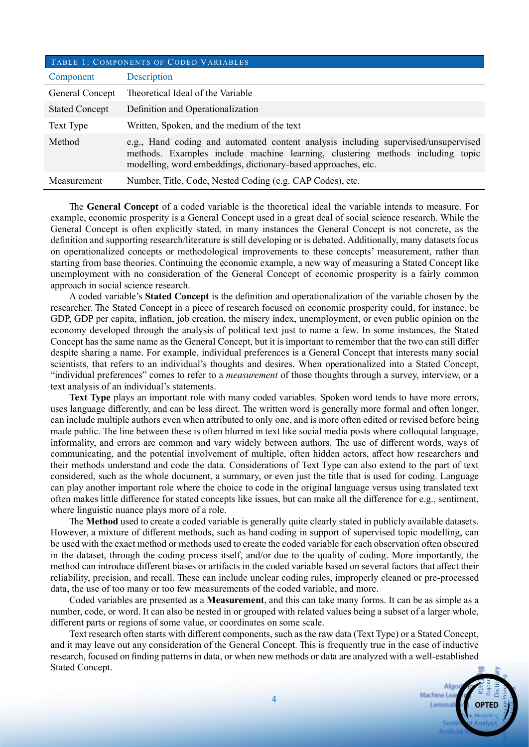TABLE 1: COMPONENTS OF CODED VARIABLES

| Component | Description |
|---|---|
| General Concept | Theoretical Ideal of the Variable |
| Stated Concept | Definition and Operationalization |
| Text Type | Written, Spoken, and the medium of the text |
| Method | e.g., Hand coding and automated content analysis including supervised/unsupervised methods. Examples include machine learning, clustering methods including topic modelling, word embeddings, dictionary-based approaches, etc. |
| Measurement | Number, Title, Code, Nested Coding (e.g. CAP Codes), etc. |

The **General Concept** of a coded variable is the theoretical ideal the variable intends to measure. For example, economic prosperity is a General Concept used in a great deal of social science research. While the General Concept is often explicitly stated, in many instances the General Concept is not concrete, as the definition and supporting research/literature is still developing or is debated. Additionally, many datasets focus on operationalized concepts or methodological improvements to these concepts' measurement, rather than starting from base theories. Continuing the economic example, a new way of measuring a Stated Concept like unemployment with no consideration of the General Concept of economic prosperity is a fairly common approach in social science research.

A coded variable's **Stated Concept** is the definition and operationalization of the variable chosen by the researcher. The Stated Concept in a piece of research focused on economic prosperity could, for instance, be GDP, GDP per capita, inflation, job creation, the misery index, unemployment, or even public opinion on the economy developed through the analysis of political text just to name a few. In some instances, the Stated Concept has the same name as the General Concept, but it is important to remember that the two can still differ despite sharing a name. For example, individual preferences is a General Concept that interests many social scientists, that refers to an individual's thoughts and desires. When operationalized into a Stated Concept, "individual preferences" comes to refer to a *measurement* of those thoughts through a survey, interview, or a text analysis of an individual's statements.

**Text Type** plays an important role with many coded variables. Spoken word tends to have more errors, uses language differently, and can be less direct. The written word is generally more formal and often longer, can include multiple authors even when attributed to only one, and is more often edited or revised before being made public. The line between these is often blurred in text like social media posts where colloquial language, informality, and errors are common and vary widely between authors. The use of different words, ways of communicating, and the potential involvement of multiple, often hidden actors, affect how researchers and their methods understand and code the data. Considerations of Text Type can also extend to the part of text considered, such as the whole document, a summary, or even just the title that is used for coding. Language can play another important role where the choice to code in the original language versus using translated text often makes little difference for stated concepts like issues, but can make all the difference for e.g., sentiment, where linguistic nuance plays more of a role.

The **Method** used to create a coded variable is generally quite clearly stated in publicly available datasets. However, a mixture of different methods, such as hand coding in support of supervised topic modelling, can be used with the exact method or methods used to create the coded variable for each observation often obscured in the dataset, through the coding process itself, and/or due to the quality of coding. More importantly, the method can introduce different biases or artifacts in the coded variable based on several factors that affect their reliability, precision, and recall. These can include unclear coding rules, improperly cleaned or pre-processed data, the use of too many or too few measurements of the coded variable, and more.

Coded variables are presented as a **Measurement**, and this can take many forms. It can be as simple as a number, code, or word. It can also be nested in or grouped with related values being a subset of a larger whole, different parts or regions of some value, or coordinates on some scale.

Text research often starts with different components, such as the raw data (Text Type) or a Stated Concept, and it may leave out any consideration of the General Concept. This is frequently true in the case of inductive research, focused on finding patterns in data, or when new methods or data are analyzed with a well-established Stated Concept.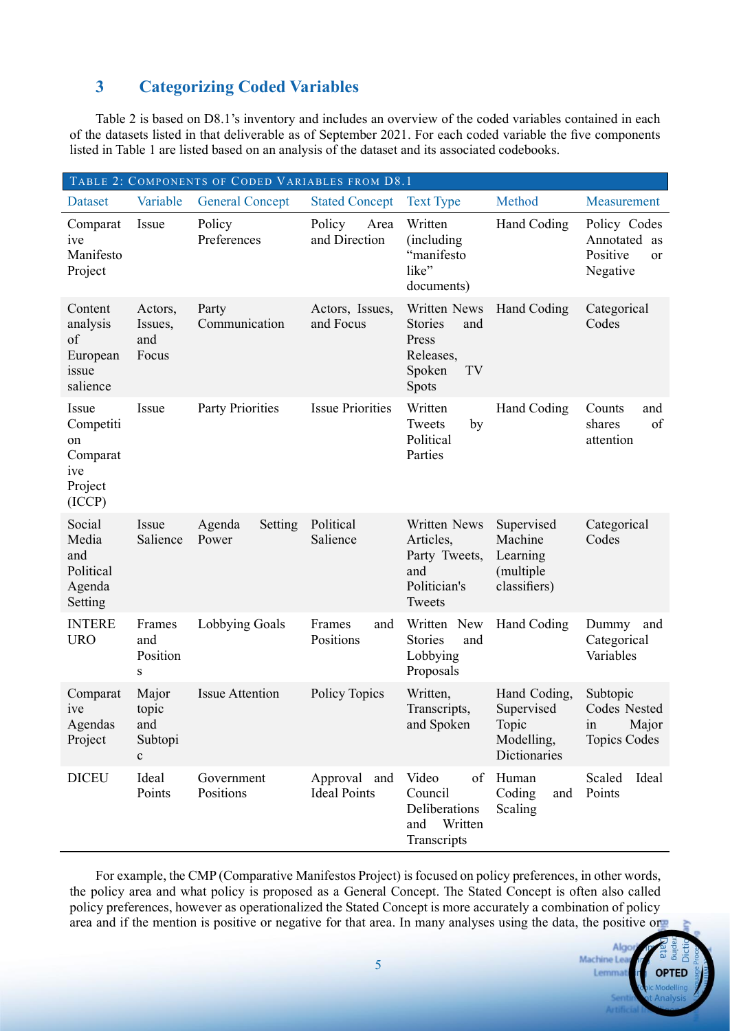## 3 Categorizing Coded Variables

Table 2 is based on D8.1's inventory and includes an overview of the coded variables contained in each of the datasets listed in that deliverable as of September 2021. For each coded variable the five components listed in Table 1 are listed based on an analysis of the dataset and its associated codebooks.

TABLE 2: COMPONENTS OF CODED VARIABLES FROM D8.1

| Dataset | Variable | General Concept | Stated Concept | Text Type | Method | Measurement |
|---|---|---|---|---|---|---|
| Comparative Manifesto Project | Issue | Policy Preferences | Policy Area and Direction | Written (including "manifesto like" documents) | Hand Coding | Policy Codes Annotated as Positive or Negative |
| Content analysis of European issue salience | Actors, Issues, and Focus | Party Communication | Actors, Issues, and Focus | Written News Stories and Press Releases, Spoken TV Spots | Hand Coding | Categorical Codes |
| Issue Competition Comparative Project (ICCP) | Issue | Party Priorities | Issue Priorities | Written Tweets by Political Parties | Hand Coding | Counts and shares of attention |
| Social Media and Political Agenda Setting | Issue Salience | Agenda Setting Power | Political Salience | Written News Articles, Party Tweets, and Politician's Tweets | Supervised Machine Learning (multiple classifiers) | Categorical Codes |
| INTEREURO | Frames and Positions | Lobbying Goals | Frames and Positions | Written New Stories and Lobbying Proposals | Hand Coding | Dummy and Categorical Variables |
| Comparative Agendas Project | Major topic and Subtopic | Issue Attention | Policy Topics | Written, Transcripts, and Spoken | Hand Coding, Supervised Topic Modelling, Dictionaries | Subtopic Codes Nested in Major Topics Codes |
| DICEU | Ideal Points | Government Positions | Approval and Ideal Points | Video of Council Deliberations and Written Transcripts | Human Coding and Scaling | Scaled Ideal Points |

For example, the CMP (Comparative Manifestos Project) is focused on policy preferences, in other words, the policy area and what policy is proposed as a General Concept. The Stated Concept is often also called policy preferences, however as operationalized the Stated Concept is more accurately a combination of policy area and if the mention is positive or negative for that area. In many analyses using the data, the positive or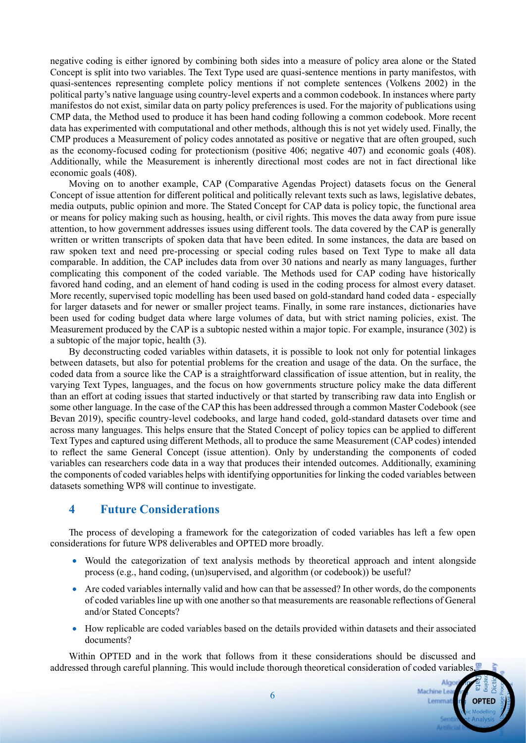negative coding is either ignored by combining both sides into a measure of policy area alone or the Stated Concept is split into two variables. The Text Type used are quasi-sentence mentions in party manifestos, with quasi-sentences representing complete policy mentions if not complete sentences (Volkens 2002) in the political party's native language using country-level experts and a common codebook. In instances where party manifestos do not exist, similar data on party policy preferences is used. For the majority of publications using CMP data, the Method used to produce it has been hand coding following a common codebook. More recent data has experimented with computational and other methods, although this is not yet widely used. Finally, the CMP produces a Measurement of policy codes annotated as positive or negative that are often grouped, such as the economy-focused coding for protectionism (positive 406; negative 407) and economic goals (408). Additionally, while the Measurement is inherently directional most codes are not in fact directional like economic goals (408).

Moving on to another example, CAP (Comparative Agendas Project) datasets focus on the General Concept of issue attention for different political and politically relevant texts such as laws, legislative debates, media outputs, public opinion and more. The Stated Concept for CAP data is policy topic, the functional area or means for policy making such as housing, health, or civil rights. This moves the data away from pure issue attention, to how government addresses issues using different tools. The data covered by the CAP is generally written or written transcripts of spoken data that have been edited. In some instances, the data are based on raw spoken text and need pre-processing or special coding rules based on Text Type to make all data comparable. In addition, the CAP includes data from over 30 nations and nearly as many languages, further complicating this component of the coded variable. The Methods used for CAP coding have historically favored hand coding, and an element of hand coding is used in the coding process for almost every dataset. More recently, supervised topic modelling has been used based on gold-standard hand coded data - especially for larger datasets and for newer or smaller project teams. Finally, in some rare instances, dictionaries have been used for coding budget data where large volumes of data, but with strict naming policies, exist. The Measurement produced by the CAP is a subtopic nested within a major topic. For example, insurance (302) is a subtopic of the major topic, health (3).

By deconstructing coded variables within datasets, it is possible to look not only for potential linkages between datasets, but also for potential problems for the creation and usage of the data. On the surface, the coded data from a source like the CAP is a straightforward classification of issue attention, but in reality, the varying Text Types, languages, and the focus on how governments structure policy make the data different than an effort at coding issues that started inductively or that started by transcribing raw data into English or some other language. In the case of the CAP this has been addressed through a common Master Codebook (see Bevan 2019), specific country-level codebooks, and large hand coded, gold-standard datasets over time and across many languages. This helps ensure that the Stated Concept of policy topics can be applied to different Text Types and captured using different Methods, all to produce the same Measurement (CAP codes) intended to reflect the same General Concept (issue attention). Only by understanding the components of coded variables can researchers code data in a way that produces their intended outcomes. Additionally, examining the components of coded variables helps with identifying opportunities for linking the coded variables between datasets something WP8 will continue to investigate.

## 4 Future Considerations

The process of developing a framework for the categorization of coded variables has left a few open considerations for future WP8 deliverables and OPTED more broadly.

- Would the categorization of text analysis methods by theoretical approach and intent alongside process (e.g., hand coding, (un)supervised, and algorithm (or codebook)) be useful?
- Are coded variables internally valid and how can that be assessed? In other words, do the components of coded variables line up with one another so that measurements are reasonable reflections of General and/or Stated Concepts?
- How replicable are coded variables based on the details provided within datasets and their associated documents?

Within OPTED and in the work that follows from it these considerations should be discussed and addressed through careful planning. This would include thorough theoretical consideration of coded variables,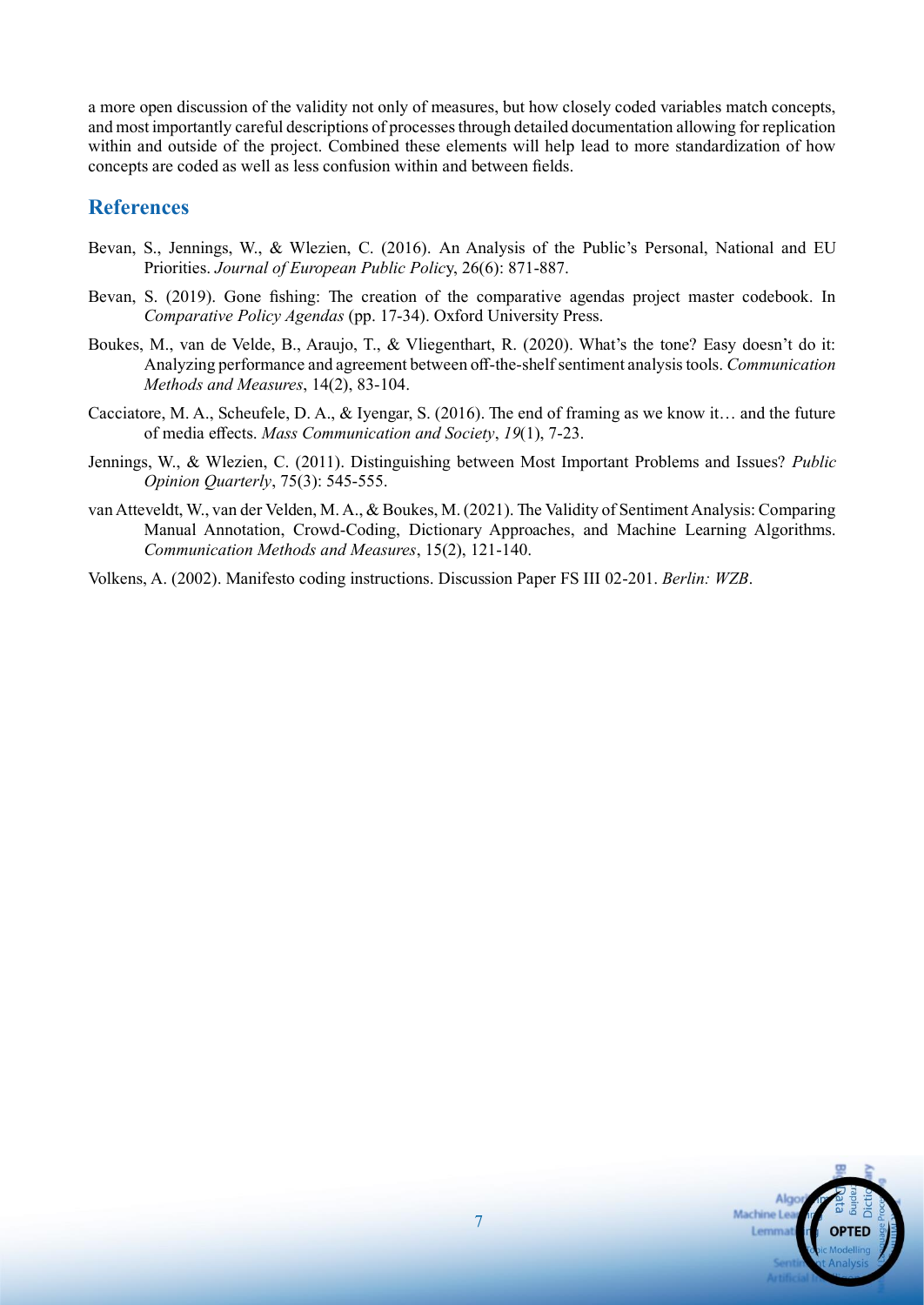a more open discussion of the validity not only of measures, but how closely coded variables match concepts, and most importantly careful descriptions of processes through detailed documentation allowing for replication within and outside of the project. Combined these elements will help lead to more standardization of how concepts are coded as well as less confusion within and between fields.

## References

Bevan, S., Jennings, W., & Wlezien, C. (2016). An Analysis of the Public's Personal, National and EU Priorities. *Journal of European Public Policy*, 26(6): 871-887.

Bevan, S. (2019). Gone fishing: The creation of the comparative agendas project master codebook. In *Comparative Policy Agendas* (pp. 17-34). Oxford University Press.

Boukes, M., van de Velde, B., Araujo, T., & Vliegenthart, R. (2020). What's the tone? Easy doesn't do it: Analyzing performance and agreement between off-the-shelf sentiment analysis tools. *Communication Methods and Measures*, 14(2), 83-104.

Cacciatore, M. A., Scheufele, D. A., & Iyengar, S. (2016). The end of framing as we know it… and the future of media effects. *Mass Communication and Society*, *19*(1), 7-23.

Jennings, W., & Wlezien, C. (2011). Distinguishing between Most Important Problems and Issues? *Public Opinion Quarterly*, 75(3): 545-555.

van Atteveldt, W., van der Velden, M. A., & Boukes, M. (2021). The Validity of Sentiment Analysis: Comparing Manual Annotation, Crowd-Coding, Dictionary Approaches, and Machine Learning Algorithms. *Communication Methods and Measures*, 15(2), 121-140.

Volkens, A. (2002). Manifesto coding instructions. Discussion Paper FS III 02-201. *Berlin: WZB*.